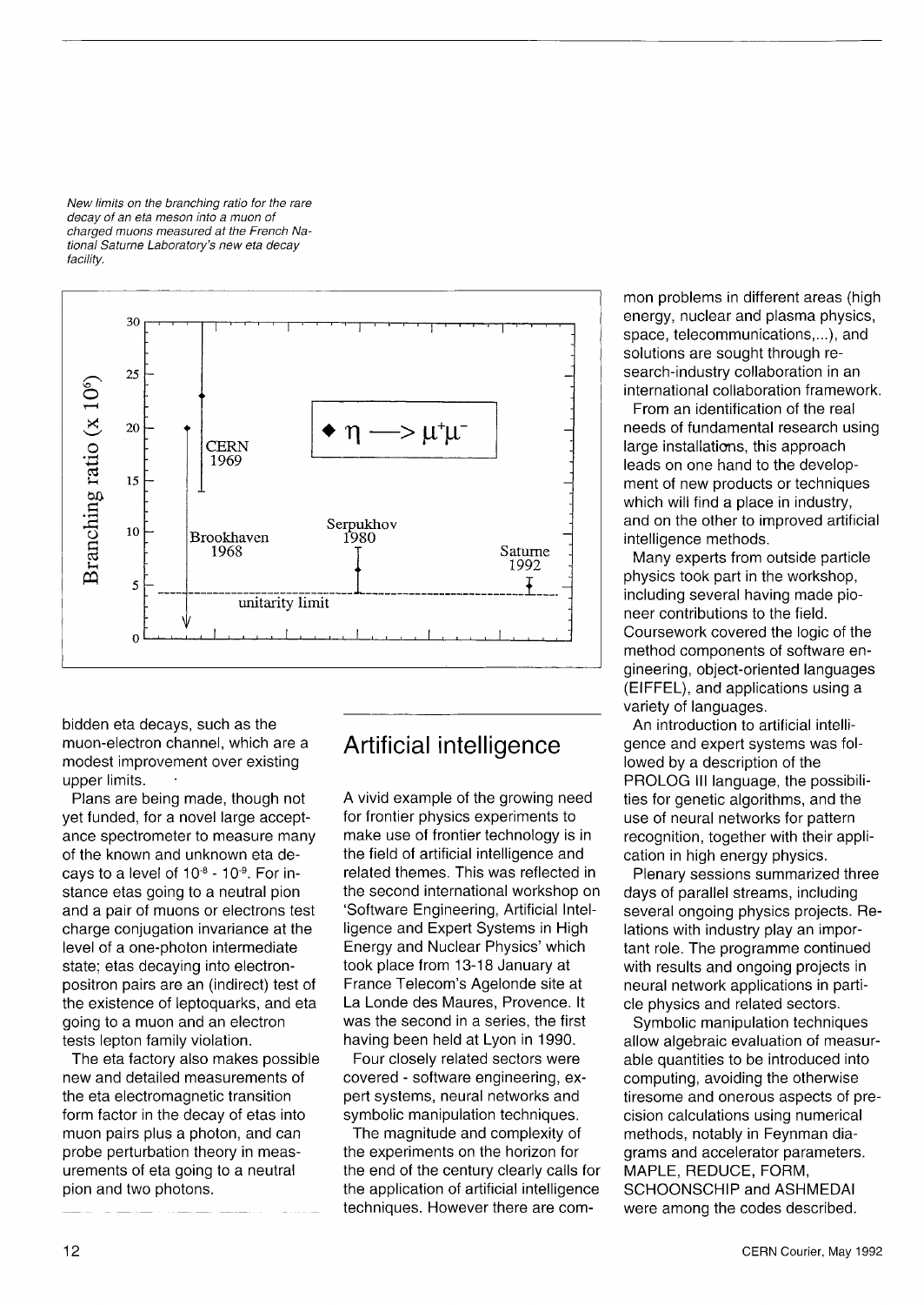*New limits on the branching ratio for the rare decay of an eta meson into a muon of charged muons measured at the French National Saturne Laboratory's new eta decay facility.*

bidden eta decays, such as the muon-electron channel, which are a modest improvement over existing upper limits.

Plans are being made, though not yet funded, for a novel large acceptance spectrometer to measure many of the known and unknown eta decays to a level of $10^{-8}$ - $10^{-9}$. For instance etas going to a neutral pion and a pair of muons or electrons test charge conjugation invariance at the level of a one-photon intermediate state; etas decaying into electron-positron pairs are an (indirect) test of the existence of leptoquarks, and eta going to a muon and an electron tests lepton family violation.

The eta factory also makes possible new and detailed measurements of the eta electromagnetic transition form factor in the decay of etas into muon pairs plus a photon, and can probe perturbation theory in measurements of eta going to a neutral pion and two photons.

## Artificial intelligence

A vivid example of the growing need for frontier physics experiments to make use of frontier technology is in the field of artificial intelligence and related themes. This was reflected in the second international workshop on 'Software Engineering, Artificial Intelligence and Expert Systems in High Energy and Nuclear Physics' which took place from 13-18 January at France Telecom's Agelonde site at La Londe des Maures, Provence. It was the second in a series, the first having been held at Lyon in 1990.

Four closely related sectors were covered - software engineering, expert systems, neural networks and symbolic manipulation techniques.

The magnitude and complexity of the experiments on the horizon for the end of the century clearly calls for the application of artificial intelligence techniques. However there are common problems in different areas (high energy, nuclear and plasma physics, space, telecommunications,...), and solutions are sought through research-industry collaboration in an international collaboration framework.

From an identification of the real needs of fundamental research using large installations, this approach leads on one hand to the development of new products or techniques which will find a place in industry, and on the other to improved artificial intelligence methods.

Many experts from outside particle physics took part in the workshop, including several having made pioneer contributions to the field. Coursework covered the logic of the method components of software engineering, object-oriented languages (EIFFEL), and applications using a variety of languages.

An introduction to artificial intelligence and expert systems was followed by a description of the PROLOG III language, the possibilities for genetic algorithms, and the use of neural networks for pattern recognition, together with their application in high energy physics.

Plenary sessions summarized three days of parallel streams, including several ongoing physics projects. Relations with industry play an important role. The programme continued with results and ongoing projects in neural network applications in particle physics and related sectors.

Symbolic manipulation techniques allow algebraic evaluation of measurable quantities to be introduced into computing, avoiding the otherwise tiresome and onerous aspects of precision calculations using numerical methods, notably in Feynman diagrams and accelerator parameters. MAPLE, REDUCE, FORM, SCHOONSCHIP and ASHMEDAI were among the codes described.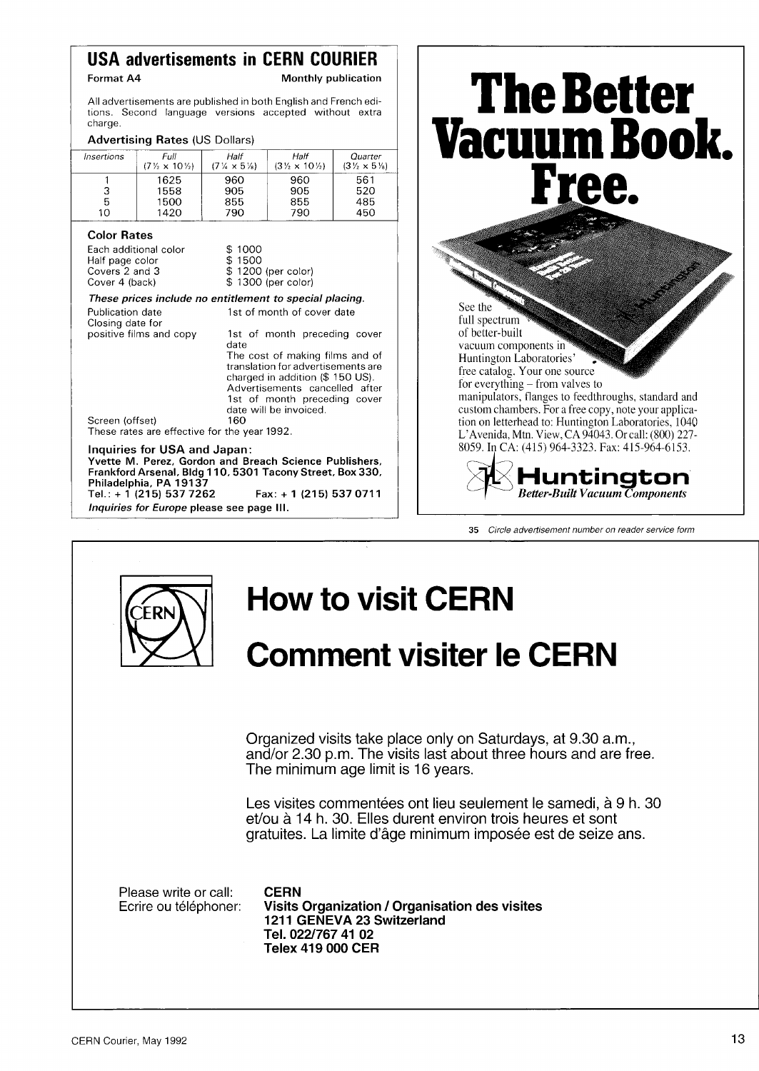## USA advertisements in CERN COURIER

**Format A4** **Monthly publication**

All advertisements are published in both English and French editions. Second language versions accepted without extra charge.

**Advertising Rates** (US Dollars)

| *Insertions* | *Full* (7½ × 10½) | *Half* (7¼ × 5⅛) | *Half* (3½ × 10½) | *Quarter* (3½ × 5⅛) |
|---|---|---|---|---|
| 1 | 1625 | 960 | 960 | 561 |
| 3 | 1558 | 905 | 905 | 520 |
| 5 | 1500 | 855 | 855 | 485 |
| 10 | 1420 | 790 | 790 | 450 |

**Color Rates**

| | |
|---|---|
| Each additional color | $ 1000 |
| Half page color | $ 1500 |
| Covers 2 and 3 | $ 1200 (per color) |
| Cover 4 (back) | $ 1300 (per color) |

***These prices include no entitlement to special placing.***

| | |
|---|---|
| Publication date | 1st of month of cover date |
| Closing date for positive films and copy | 1st of month preceding cover date. The cost of making films and of translation for advertisements are charged in addition ($ 150 US). Advertisements cancelled after 1st of month preceding cover date will be invoiced. |
| Screen (offset) | 160 |

These rates are effective for the year 1992.

**Inquiries for USA and Japan:**

**Yvette M. Perez, Gordon and Breach Science Publishers, Frankford Arsenal, Bldg 110, 5301 Tacony Street, Box 330, Philadelphia, PA 19137**

**Tel.: + 1 (215) 537 7262 Fax: + 1 (215) 537 0711**

*Inquiries for Europe* please see page III.

# The Better Vacuum Book. Free.

See the full spectrum of better-built vacuum components in Huntington Laboratories' free catalog. Your one source for everything – from valves to manipulators, flanges to feedthroughs, standard and custom chambers. For a free copy, note your application on letterhead to: Huntington Laboratories, 1040 L'Avenida, Mtn. View, CA 94043. Or call: (800) 227-8059. In CA: (415) 964-3323. Fax: 415-964-6153.

**Huntington**

*Better-Built Vacuum Components*

35 *Circle advertisement number on reader service form*

# How to visit CERN

# Comment visiter le CERN

Organized visits take place only on Saturdays, at 9.30 a.m., and/or 2.30 p.m. The visits last about three hours and are free. The minimum age limit is 16 years.

Les visites commentées ont lieu seulement le samedi, à 9 h. 30 et/ou à 14 h. 30. Elles durent environ trois heures et sont gratuites. La limite d'âge minimum imposée est de seize ans.

Please write or call:
Ecrire ou téléphoner:

**CERN**
**Visits Organization / Organisation des visites**
**1211 GENEVA 23 Switzerland**
**Tel. 022/767 41 02**
**Telex 419 000 CER**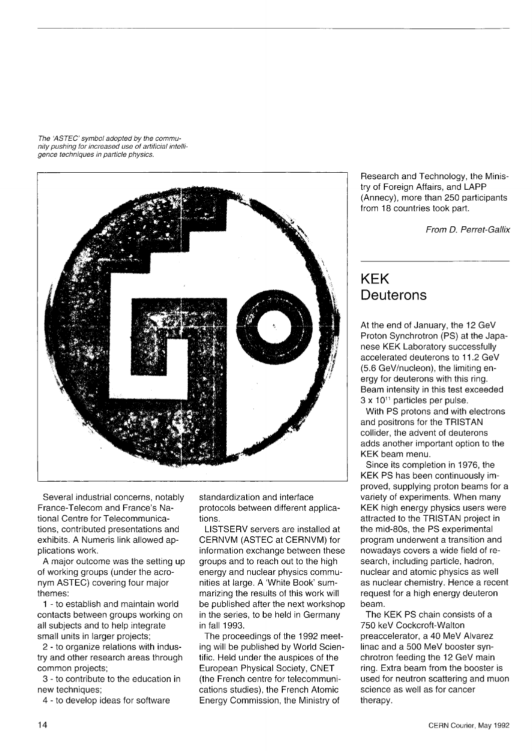*The 'ASTEC' symbol adopted by the community pushing for increased use of artificial intelligence techniques in particle physics.*

Several industrial concerns, notably France-Telecom and France's National Centre for Telecommunications, contributed presentations and exhibits. A Numeris link allowed applications work.

A major outcome was the setting up of working groups (under the acronym ASTEC) covering four major themes:

1 - to establish and maintain world contacts between groups working on all subjects and to help integrate small units in larger projects;

2 - to organize relations with industry and other research areas through common projects;

3 - to contribute to the education in new techniques;

4 - to develop ideas for software standardization and interface protocols between different applications.

LISTSERV servers are installed at CERNVM (ASTEC at CERNVM) for information exchange between these groups and to reach out to the high energy and nuclear physics communities at large. A 'White Book' summarizing the results of this work will be published after the next workshop in the series, to be held in Germany in fall 1993.

The proceedings of the 1992 meeting will be published by World Scientific. Held under the auspices of the European Physical Society, CNET (the French centre for telecommunications studies), the French Atomic Energy Commission, the Ministry of Research and Technology, the Ministry of Foreign Affairs, and LAPP (Annecy), more than 250 participants from 18 countries took part.

*From D. Perret-Gallix*

## KEK Deuterons

At the end of January, the 12 GeV Proton Synchrotron (PS) at the Japanese KEK Laboratory successfully accelerated deuterons to 11.2 GeV (5.6 GeV/nucleon), the limiting energy for deuterons with this ring. Beam intensity in this test exceeded $3 \times 10^{11}$ particles per pulse.

With PS protons and with electrons and positrons for the TRISTAN collider, the advent of deuterons adds another important option to the KEK beam menu.

Since its completion in 1976, the KEK PS has been continuously improved, supplying proton beams for a variety of experiments. When many KEK high energy physics users were attracted to the TRISTAN project in the mid-80s, the PS experimental program underwent a transition and nowadays covers a wide field of research, including particle, hadron, nuclear and atomic physics as well as nuclear chemistry. Hence a recent request for a high energy deuteron beam.

The KEK PS chain consists of a 750 keV Cockcroft-Walton preaccelerator, a 40 MeV Alvarez linac and a 500 MeV booster synchrotron feeding the 12 GeV main ring. Extra beam from the booster is used for neutron scattering and muon science as well as for cancer therapy.